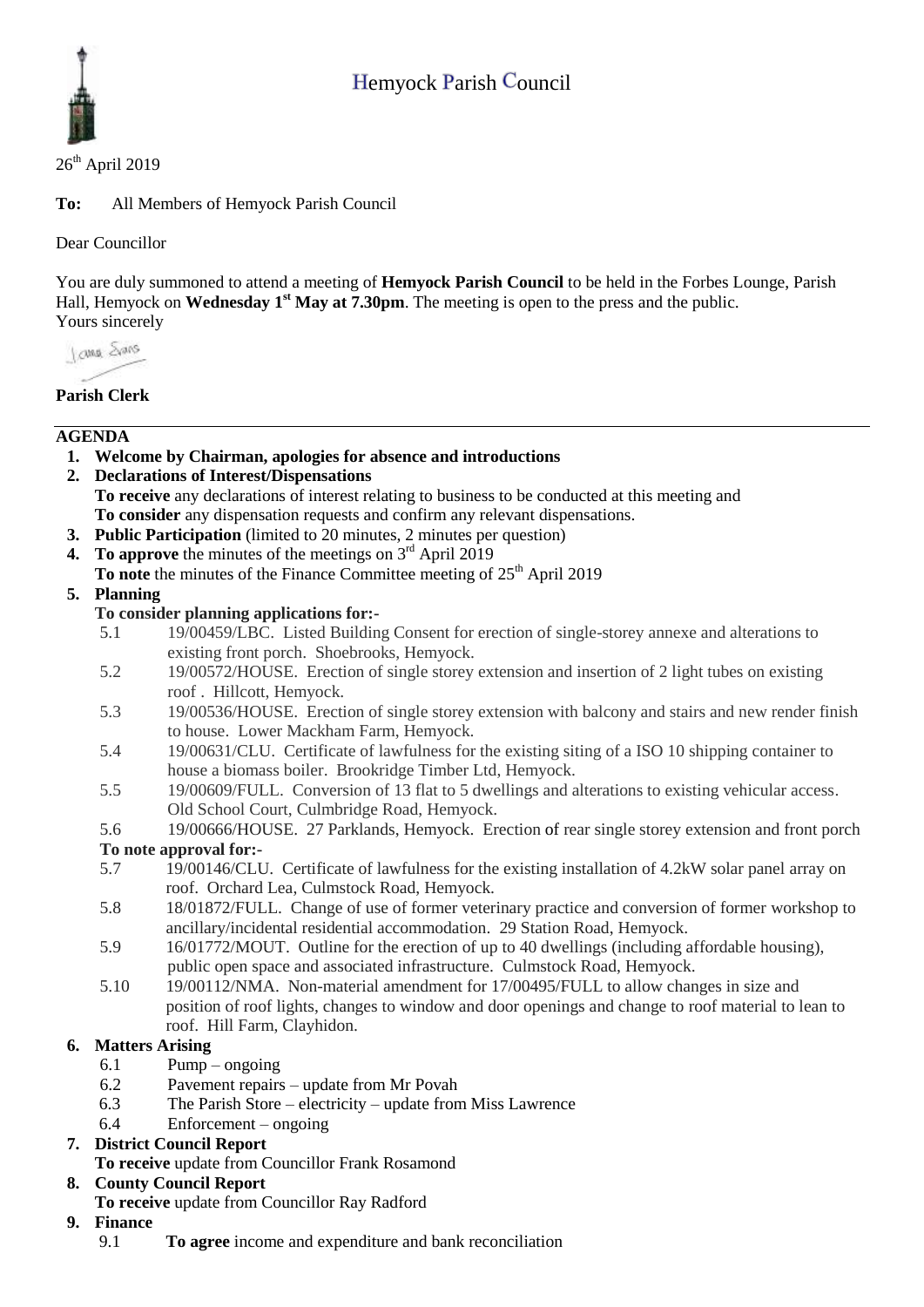# Hemyock Parish Council

26th April 2019

**To:** All Members of Hemyock Parish Council

Dear Councillor

You are duly summoned to attend a meeting of **Hemyock Parish Council** to be held in the Forbes Lounge, Parish Hall, Hemyock on **Wednesday 1st May at 7.30pm**. The meeting is open to the press and the public.
Yours sincerely

**Parish Clerk**

## AGENDA

1. **Welcome by Chairman, apologies for absence and introductions**
2. **Declarations of Interest/Dispensations**
   **To receive** any declarations of interest relating to business to be conducted at this meeting and
   **To consider** any dispensation requests and confirm any relevant dispensations.
3. **Public Participation** (limited to 20 minutes, 2 minutes per question)
4. **To approve** the minutes of the meetings on 3rd April 2019
   **To note** the minutes of the Finance Committee meeting of 25th April 2019
5. **Planning**
   **To consider planning applications for:-**
   - 5.1 19/00459/LBC. Listed Building Consent for erection of single-storey annexe and alterations to existing front porch. Shoebrooks, Hemyock.
   - 5.2 19/00572/HOUSE. Erection of single storey extension and insertion of 2 light tubes on existing roof . Hillcott, Hemyock.
   - 5.3 19/00536/HOUSE. Erection of single storey extension with balcony and stairs and new render finish to house. Lower Mackham Farm, Hemyock.
   - 5.4 19/00631/CLU. Certificate of lawfulness for the existing siting of a ISO 10 shipping container to house a biomass boiler. Brookridge Timber Ltd, Hemyock.
   - 5.5 19/00609/FULL. Conversion of 13 flat to 5 dwellings and alterations to existing vehicular access. Old School Court, Culmbridge Road, Hemyock.
   - 5.6 19/00666/HOUSE. 27 Parklands, Hemyock. Erection of rear single storey extension and front porch

   **To note approval for:-**
   - 5.7 19/00146/CLU. Certificate of lawfulness for the existing installation of 4.2kW solar panel array on roof. Orchard Lea, Culmstock Road, Hemyock.
   - 5.8 18/01872/FULL. Change of use of former veterinary practice and conversion of former workshop to ancillary/incidental residential accommodation. 29 Station Road, Hemyock.
   - 5.9 16/01772/MOUT. Outline for the erection of up to 40 dwellings (including affordable housing), public open space and associated infrastructure. Culmstock Road, Hemyock.
   - 5.10 19/00112/NMA. Non-material amendment for 17/00495/FULL to allow changes in size and position of roof lights, changes to window and door openings and change to roof material to lean to roof. Hill Farm, Clayhidon.
6. **Matters Arising**
   - 6.1 Pump – ongoing
   - 6.2 Pavement repairs – update from Mr Povah
   - 6.3 The Parish Store – electricity – update from Miss Lawrence
   - 6.4 Enforcement – ongoing
7. **District Council Report**
   **To receive** update from Councillor Frank Rosamond
8. **County Council Report**
   **To receive** update from Councillor Ray Radford
9. **Finance**
   - 9.1 **To agree** income and expenditure and bank reconciliation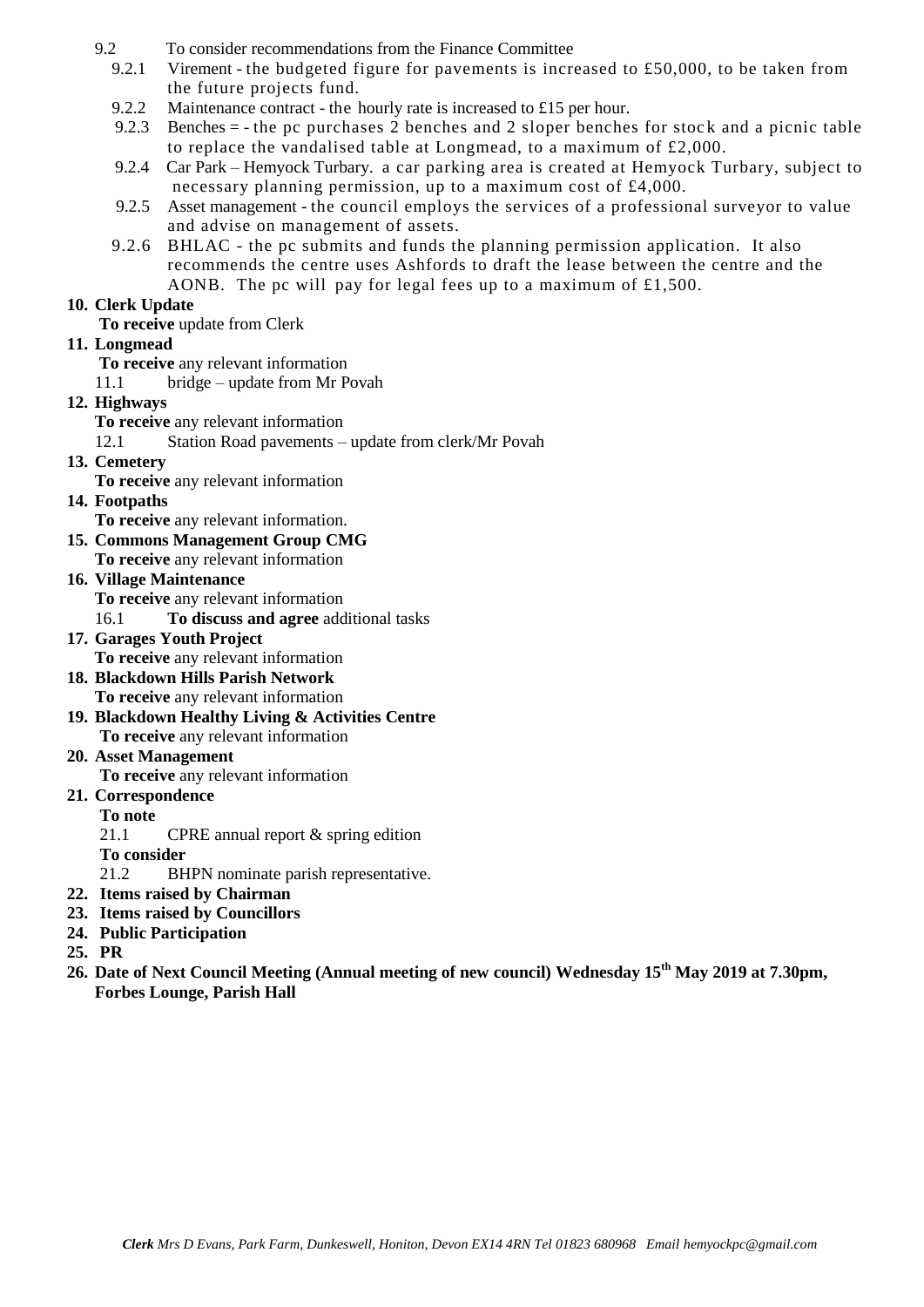9.2 To consider recommendations from the Finance Committee

9.2.1 Virement - the budgeted figure for pavements is increased to £50,000, to be taken from the future projects fund.

9.2.2 Maintenance contract - the hourly rate is increased to £15 per hour.

9.2.3 Benches = - the pc purchases 2 benches and 2 sloper benches for stock and a picnic table to replace the vandalised table at Longmead, to a maximum of £2,000.

9.2.4 Car Park – Hemyock Turbary. a car parking area is created at Hemyock Turbary, subject to necessary planning permission, up to a maximum cost of £4,000.

9.2.5 Asset management - the council employs the services of a professional surveyor to value and advise on management of assets.

9.2.6 BHLAC - the pc submits and funds the planning permission application. It also recommends the centre uses Ashfords to draft the lease between the centre and the AONB. The pc will pay for legal fees up to a maximum of £1,500.

**10. Clerk Update**

**To receive** update from Clerk

**11. Longmead**

**To receive** any relevant information

11.1 bridge – update from Mr Povah

**12. Highways**

**To receive** any relevant information

12.1 Station Road pavements – update from clerk/Mr Povah

**13. Cemetery**

**To receive** any relevant information

**14. Footpaths**

**To receive** any relevant information.

**15. Commons Management Group CMG**

**To receive** any relevant information

**16. Village Maintenance**

**To receive** any relevant information

16.1 **To discuss and agree** additional tasks

**17. Garages Youth Project**

**To receive** any relevant information

**18. Blackdown Hills Parish Network**

**To receive** any relevant information

**19. Blackdown Healthy Living & Activities Centre**

**To receive** any relevant information

**20. Asset Management**

**To receive** any relevant information

**21. Correspondence**

**To note**

21.1 CPRE annual report & spring edition

**To consider**

21.2 BHPN nominate parish representative.

**22. Items raised by Chairman**

**23. Items raised by Councillors**

**24. Public Participation**

**25. PR**

**26. Date of Next Council Meeting (Annual meeting of new council) Wednesday 15th May 2019 at 7.30pm, Forbes Lounge, Parish Hall**

***Clerk** Mrs D Evans, Park Farm, Dunkeswell, Honiton, Devon EX14 4RN Tel 01823 680968 Email hemyockpc@gmail.com*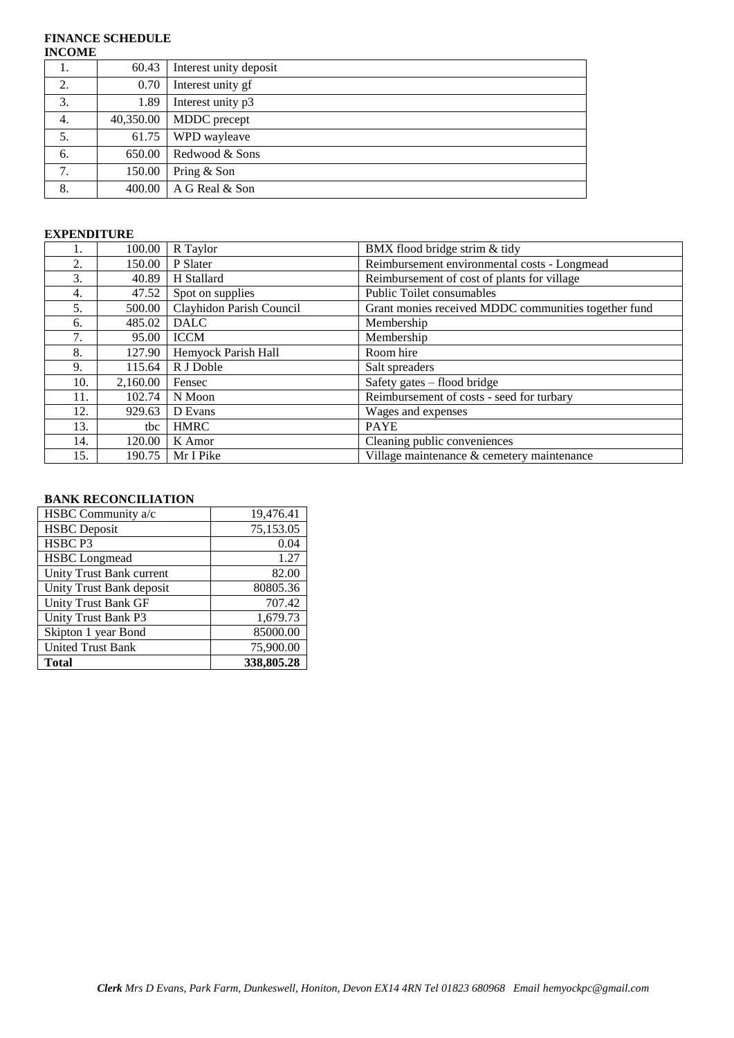**FINANCE SCHEDULE**

**INCOME**

| | | |
|---|---|---|
| 1. | 60.43 | Interest unity deposit |
| 2. | 0.70 | Interest unity gf |
| 3. | 1.89 | Interest unity p3 |
| 4. | 40,350.00 | MDDC precept |
| 5. | 61.75 | WPD wayleave |
| 6. | 650.00 | Redwood & Sons |
| 7. | 150.00 | Pring & Son |
| 8. | 400.00 | A G Real & Son |

**EXPENDITURE**

| | | | |
|---|---|---|---|
| 1. | 100.00 | R Taylor | BMX flood bridge strim & tidy |
| 2. | 150.00 | P Slater | Reimbursement environmental costs - Longmead |
| 3. | 40.89 | H Stallard | Reimbursement of cost of plants for village |
| 4. | 47.52 | Spot on supplies | Public Toilet consumables |
| 5. | 500.00 | Clayhidon Parish Council | Grant monies received MDDC communities together fund |
| 6. | 485.02 | DALC | Membership |
| 7. | 95.00 | ICCM | Membership |
| 8. | 127.90 | Hemyock Parish Hall | Room hire |
| 9. | 115.64 | R J Doble | Salt spreaders |
| 10. | 2,160.00 | Fensec | Safety gates – flood bridge |
| 11. | 102.74 | N Moon | Reimbursement of costs - seed for turbary |
| 12. | 929.63 | D Evans | Wages and expenses |
| 13. | tbc | HMRC | PAYE |
| 14. | 120.00 | K Amor | Cleaning public conveniences |
| 15. | 190.75 | Mr I Pike | Village maintenance & cemetery maintenance |

**BANK RECONCILIATION**

| | |
|---|---|
| HSBC Community a/c | 19,476.41 |
| HSBC Deposit | 75,153.05 |
| HSBC P3 | 0.04 |
| HSBC Longmead | 1.27 |
| Unity Trust Bank current | 82.00 |
| Unity Trust Bank deposit | 80805.36 |
| Unity Trust Bank GF | 707.42 |
| Unity Trust Bank P3 | 1,679.73 |
| Skipton 1 year Bond | 85000.00 |
| United Trust Bank | 75,900.00 |
| **Total** | **338,805.28** |

***Clerk*** *Mrs D Evans, Park Farm, Dunkeswell, Honiton, Devon EX14 4RN Tel 01823 680968 Email hemyockpc@gmail.com*